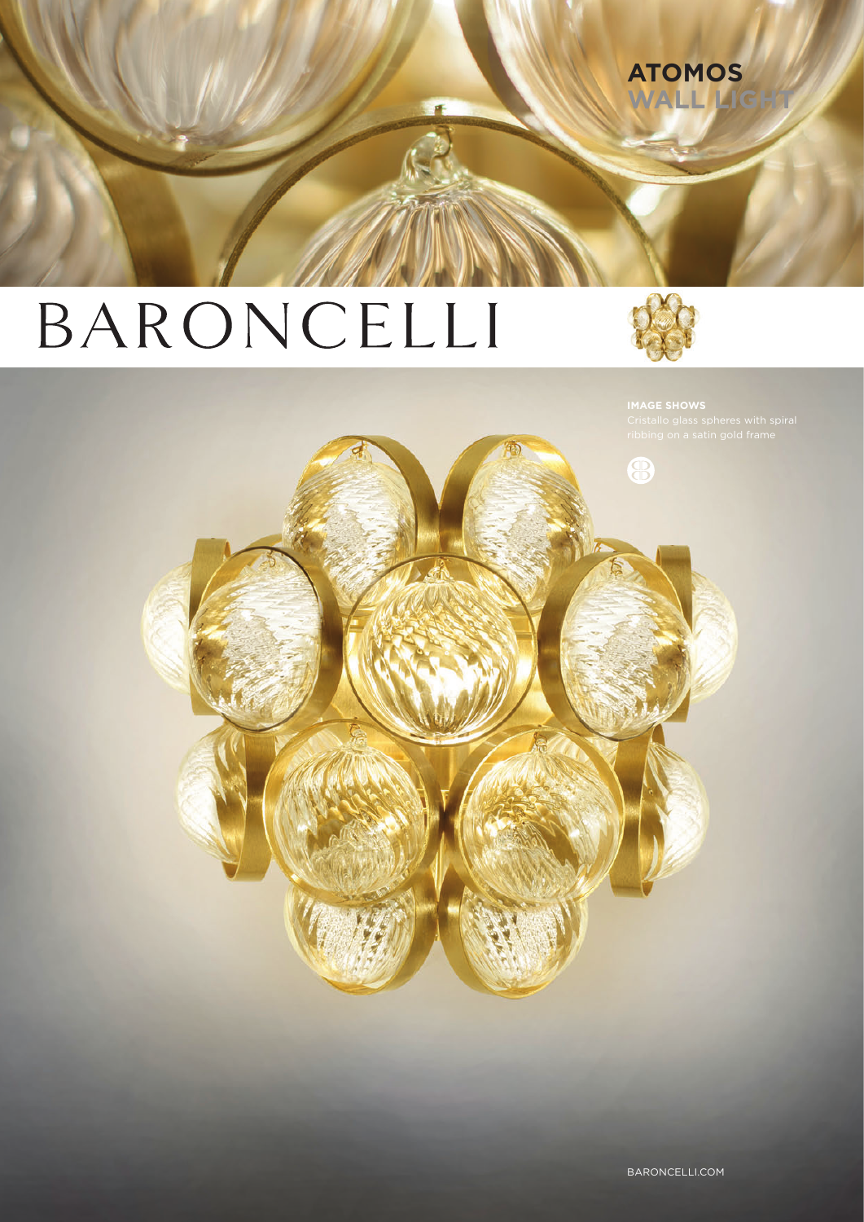# ATOMOS WALL LIGHT

BARONCELLI

**IMAGE SHOWS**

Cristallo glass spheres with spiral ribbing on a satin gold frame

BARONCELLI.COM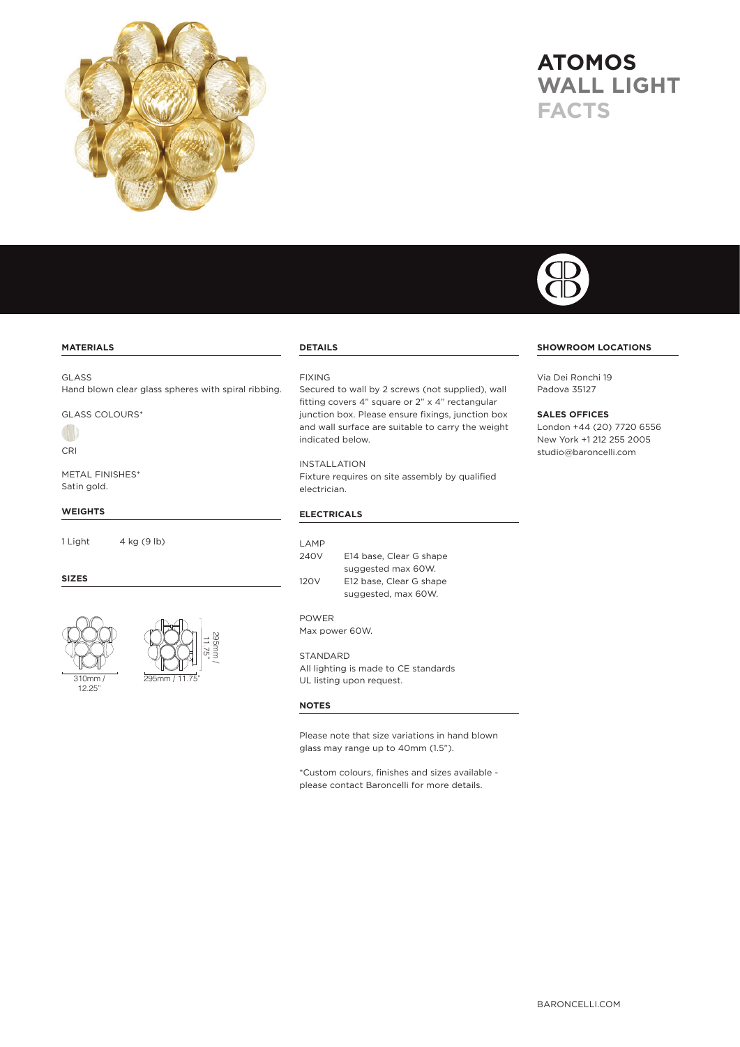# ATOMOS
## WALL LIGHT
## FACTS

### MATERIALS

GLASS
Hand blown clear glass spheres with spiral ribbing.

GLASS COLOURS*

CRI

METAL FINISHES*
Satin gold.

### WEIGHTS

1 Light 4 kg (9 lb)

### SIZES

310mm / 12.25"

295mm / 11.75"

295mm / 11.75"

### DETAILS

FIXING
Secured to wall by 2 screws (not supplied), wall fitting covers 4" square or 2" x 4" rectangular junction box. Please ensure fixings, junction box and wall surface are suitable to carry the weight indicated below.

INSTALLATION
Fixture requires on site assembly by qualified electrician.

### ELECTRICALS

LAMP

| | |
|---|---|
| 240V | E14 base, Clear G shape suggested max 60W. |
| 120V | E12 base, Clear G shape suggested, max 60W. |

POWER
Max power 60W.

STANDARD
All lighting is made to CE standards
UL listing upon request.

### NOTES

Please note that size variations in hand blown glass may range up to 40mm (1.5").

*Custom colours, finishes and sizes available - please contact Baroncelli for more details.

### SHOWROOM LOCATIONS

Via Dei Ronchi 19
Padova 35127

**SALES OFFICES**
London +44 (20) 7720 6556
New York +1 212 255 2005
studio@baroncelli.com

BARONCELLI.COM